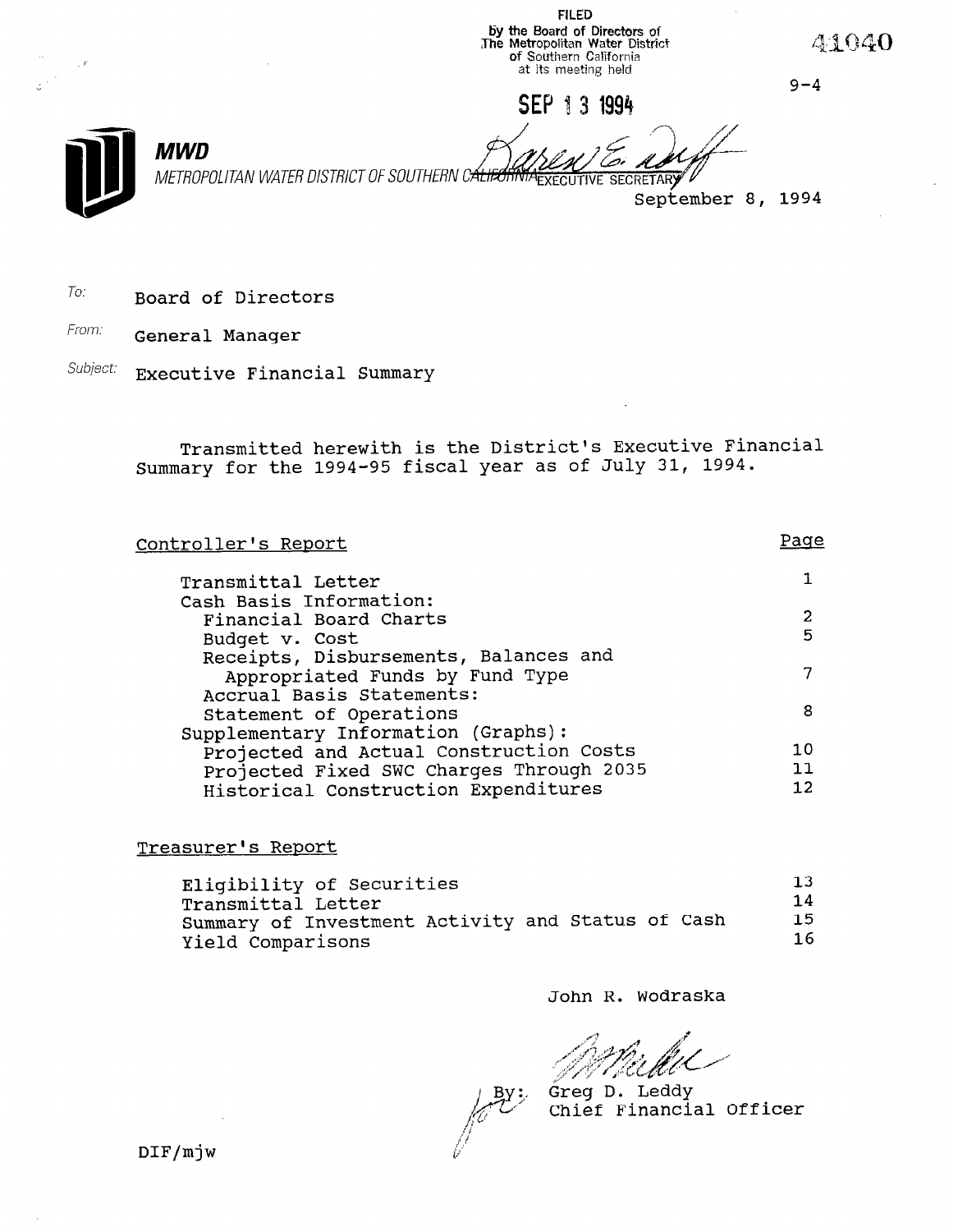FILED
by the Board of Directors of
The Metropolitan Water District
of Southern California
at its meeting held

SEP 13 1994

EXECUTIVE SECRETARY

41040

9-4

**MWD**

METROPOLITAN WATER DISTRICT OF SOUTHERN CALIFORNIA

September 8, 1994

To: Board of Directors

From: General Manager

Subject: Executive Financial Summary

Transmitted herewith is the District's Executive Financial Summary for the 1994-95 fiscal year as of July 31, 1994.

| Controller's Report | Page |
|---|---|
| Transmittal Letter | 1 |
| Cash Basis Information: | |
| Financial Board Charts | 2 |
| Budget v. Cost | 5 |
| Receipts, Disbursements, Balances and Appropriated Funds by Fund Type | 7 |
| Accrual Basis Statements: | |
| Statement of Operations | 8 |
| Supplementary Information (Graphs): | |
| Projected and Actual Construction Costs | 10 |
| Projected Fixed SWC Charges Through 2035 | 11 |
| Historical Construction Expenditures | 12 |

| Treasurer's Report | |
|---|---|
| Eligibility of Securities | 13 |
| Transmittal Letter | 14 |
| Summary of Investment Activity and Status of Cash | 15 |
| Yield Comparisons | 16 |

John R. Wodraska

By: Greg D. Leddy
Chief Financial Officer

DIF/mjw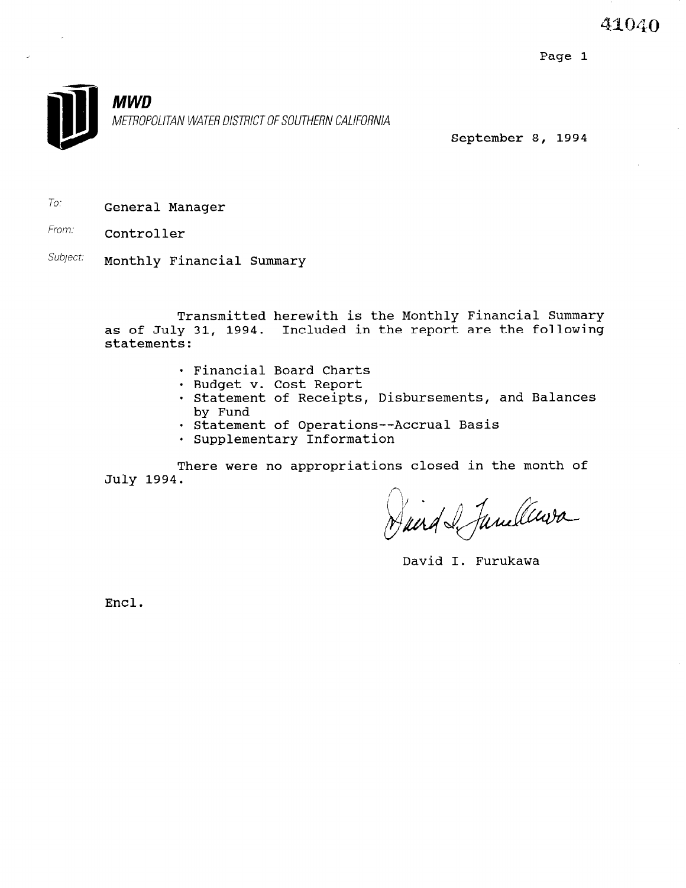41040

**MWD**

*METROPOLITAN WATER DISTRICT OF SOUTHERN CALIFORNIA*

September 8, 1994

*To:* General Manager

*From:* Controller

*Subject:* Monthly Financial Summary

Transmitted herewith is the Monthly Financial Summary as of July 31, 1994. Included in the report are the following statements:

- Financial Board Charts
- Budget v. Cost Report
- Statement of Receipts, Disbursements, and Balances by Fund
- Statement of Operations--Accrual Basis
- Supplementary Information

There were no appropriations closed in the month of July 1994.

David I. Furukawa

Encl.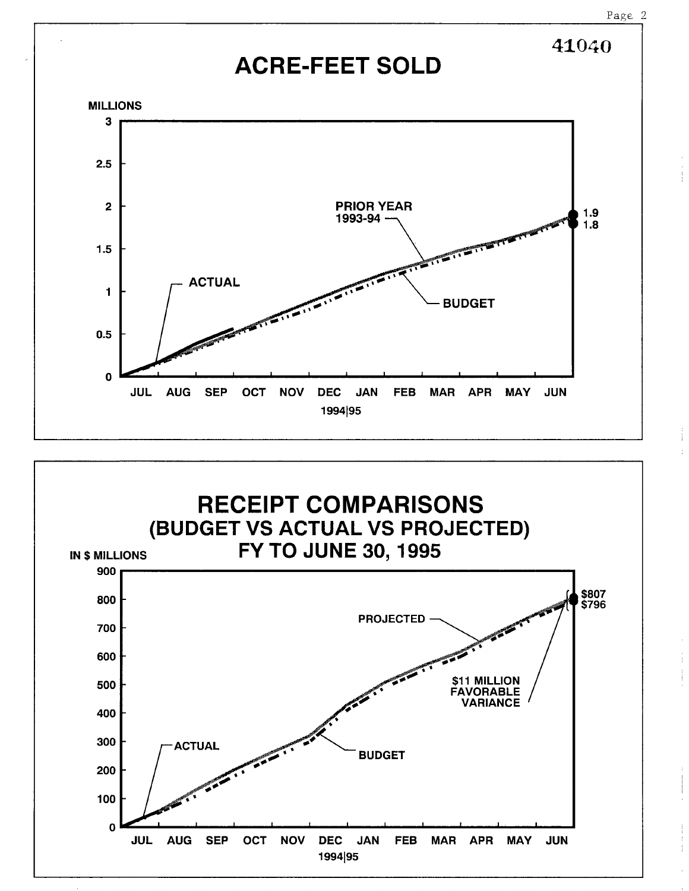41040

# ACRE-FEET SOLD

MILLIONS

3

2.5

2

1.5

1

0.5

0

JUL AUG SEP OCT NOV DEC JAN FEB MAR APR MAY JUN

1994|95

ACTUAL

PRIOR YEAR 1993-94

BUDGET

1.9

1.8

# RECEIPT COMPARISONS
## (BUDGET VS ACTUAL VS PROJECTED)
## FY TO JUNE 30, 1995

IN $ MILLIONS

900

800

700

600

500

400

300

200

100

0

JUL AUG SEP OCT NOV DEC JAN FEB MAR APR MAY JUN

1994|95

ACTUAL

PROJECTED

BUDGET

$11 MILLION FAVORABLE VARIANCE

$807

$796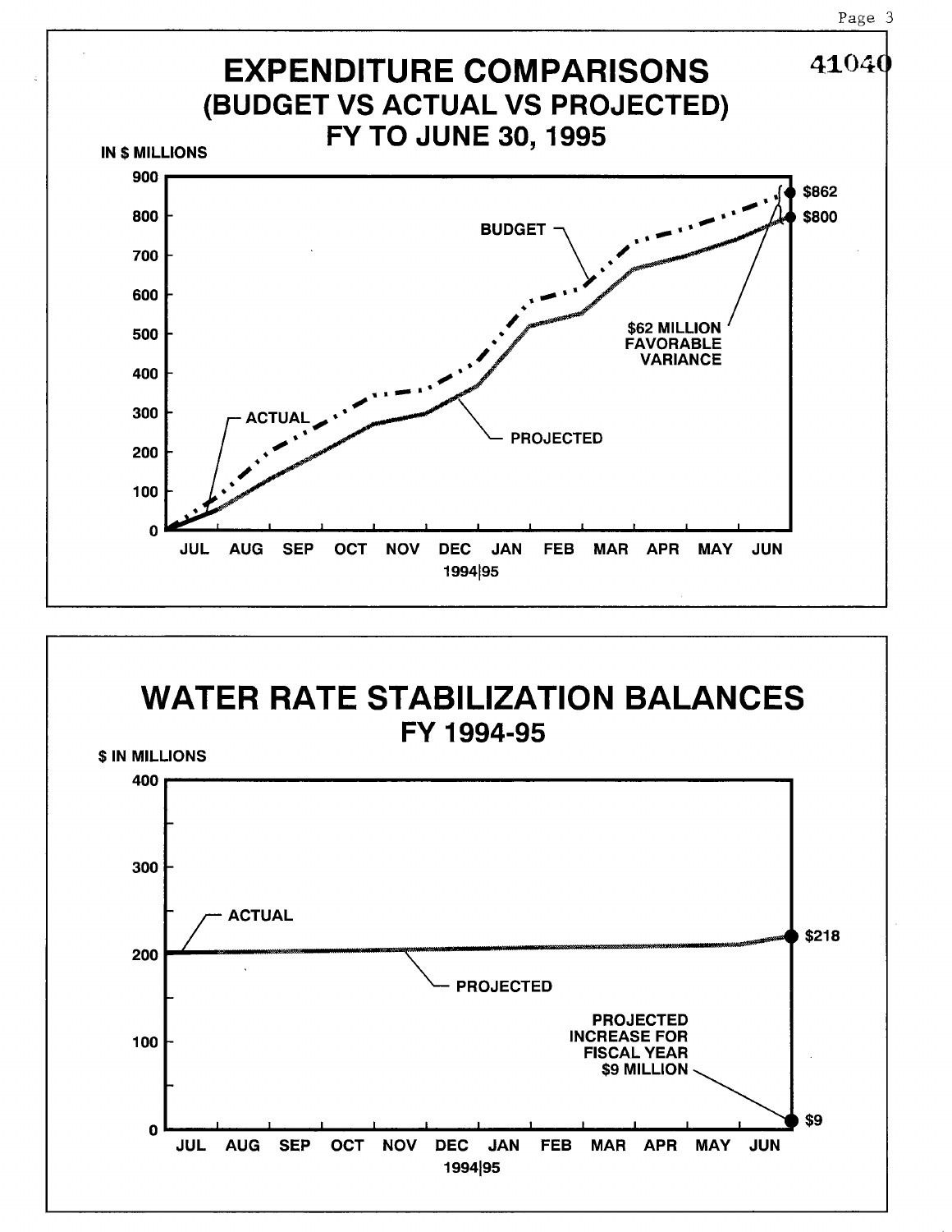# EXPENDITURE COMPARISONS

## (BUDGET VS ACTUAL VS PROJECTED)

## FY TO JUNE 30, 1995

IN $ MILLIONS

900, 800, 700, 600, 500, 400, 300, 200, 100, 0

BUDGET

ACTUAL

PROJECTED

$862

$800

$62 MILLION FAVORABLE VARIANCE

JUL AUG SEP OCT NOV DEC JAN FEB MAR APR MAY JUN

1994|95

# WATER RATE STABILIZATION BALANCES

## FY 1994-95

$ IN MILLIONS

400, 300, 200, 100, 0

ACTUAL

PROJECTED

$218

PROJECTED INCREASE FOR FISCAL YEAR $9 MILLION

$9

JUL AUG SEP OCT NOV DEC JAN FEB MAR APR MAY JUN

1994|95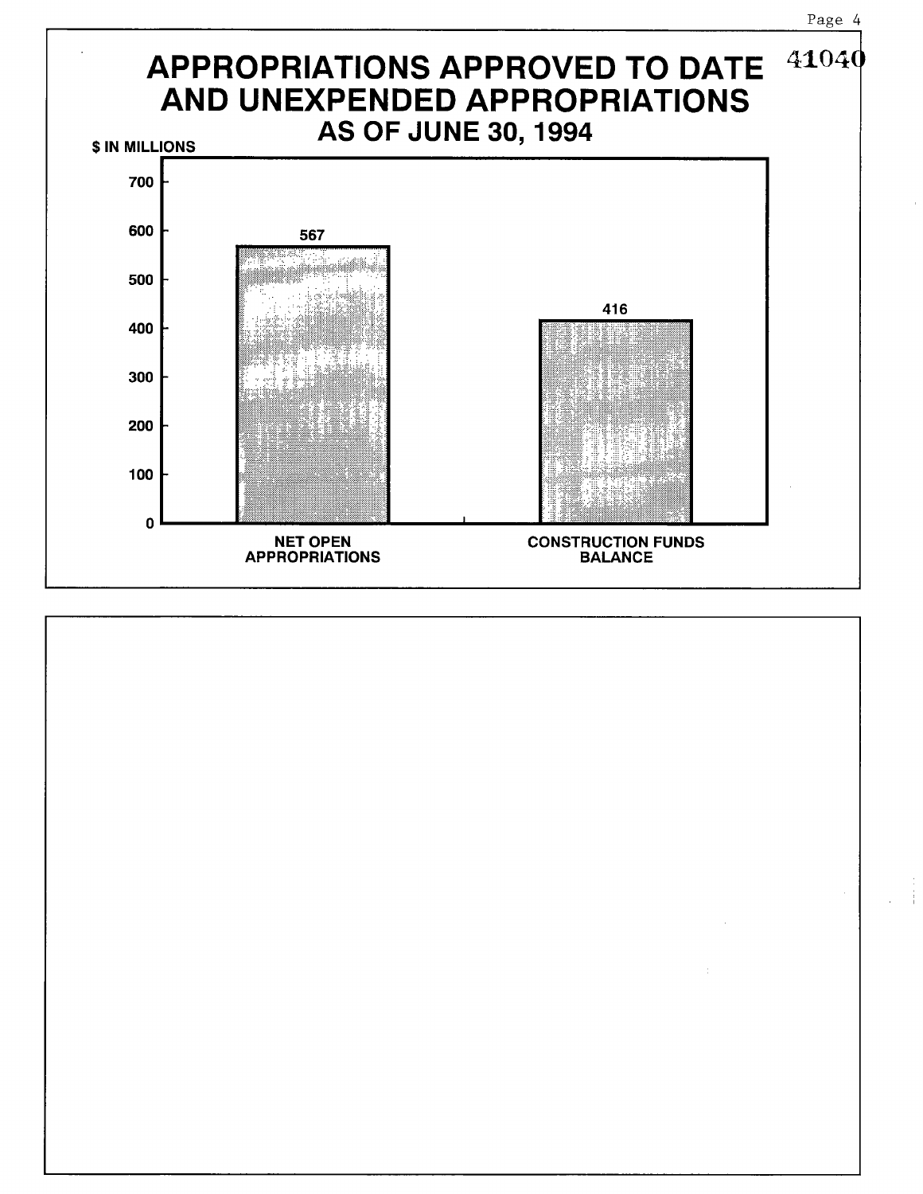# APPROPRIATIONS APPROVED TO DATE AND UNEXPENDED APPROPRIATIONS

## AS OF JUNE 30, 1994

41040

$ IN MILLIONS

| | NET OPEN APPROPRIATIONS | CONSTRUCTION FUNDS BALANCE |
|---|---|---|
| $ in millions | 567 | 416 |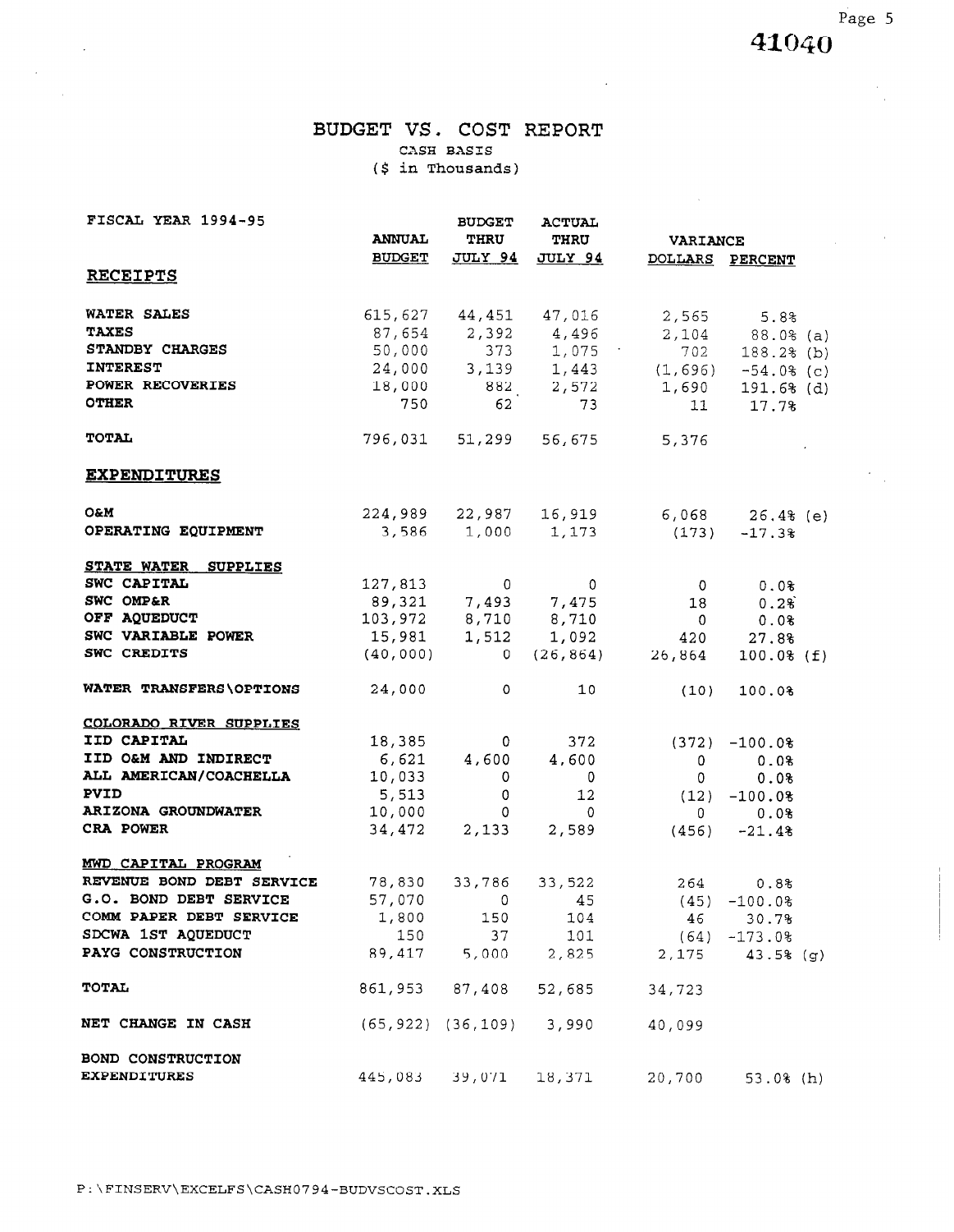# BUDGET VS. COST REPORT

CASH BASIS

($ in Thousands)

| FISCAL YEAR 1994-95 | ANNUAL BUDGET | BUDGET THRU JULY 94 | ACTUAL THRU JULY 94 | VARIANCE DOLLARS | VARIANCE PERCENT |
|---|---|---|---|---|---|
| **RECEIPTS** | | | | | |
| WATER SALES | 615,627 | 44,451 | 47,016 | 2,565 | 5.8% |
| TAXES | 87,654 | 2,392 | 4,496 | 2,104 | 88.0% (a) |
| STANDBY CHARGES | 50,000 | 373 | 1,075 | 702 | 188.2% (b) |
| INTEREST | 24,000 | 3,139 | 1,443 | (1,696) | -54.0% (c) |
| POWER RECOVERIES | 18,000 | 882 | 2,572 | 1,690 | 191.6% (d) |
| OTHER | 750 | 62 | 73 | 11 | 17.7% |
| TOTAL | 796,031 | 51,299 | 56,675 | 5,376 | |
| **EXPENDITURES** | | | | | |
| O&M | 224,989 | 22,987 | 16,919 | 6,068 | 26.4% (e) |
| OPERATING EQUIPMENT | 3,586 | 1,000 | 1,173 | (173) | -17.3% |
| STATE WATER SUPPLIES | | | | | |
| SWC CAPITAL | 127,813 | 0 | 0 | 0 | 0.0% |
| SWC OMP&R | 89,321 | 7,493 | 7,475 | 18 | 0.2% |
| OFF AQUEDUCT | 103,972 | 8,710 | 8,710 | 0 | 0.0% |
| SWC VARIABLE POWER | 15,981 | 1,512 | 1,092 | 420 | 27.8% |
| SWC CREDITS | (40,000) | 0 | (26,864) | 26,864 | 100.0% (f) |
| WATER TRANSFERS\OPTIONS | 24,000 | 0 | 10 | (10) | 100.0% |
| COLORADO RIVER SUPPLIES | | | | | |
| IID CAPITAL | 18,385 | 0 | 372 | (372) | -100.0% |
| IID O&M AND INDIRECT | 6,621 | 4,600 | 4,600 | 0 | 0.0% |
| ALL AMERICAN/COACHELLA | 10,033 | 0 | 0 | 0 | 0.0% |
| PVID | 5,513 | 0 | 12 | (12) | -100.0% |
| ARIZONA GROUNDWATER | 10,000 | 0 | 0 | 0 | 0.0% |
| CRA POWER | 34,472 | 2,133 | 2,589 | (456) | -21.4% |
| MWD CAPITAL PROGRAM | | | | | |
| REVENUE BOND DEBT SERVICE | 78,830 | 33,786 | 33,522 | 264 | 0.8% |
| G.O. BOND DEBT SERVICE | 57,070 | 0 | 45 | (45) | -100.0% |
| COMM PAPER DEBT SERVICE | 1,800 | 150 | 104 | 46 | 30.7% |
| SDCWA 1ST AQUEDUCT | 150 | 37 | 101 | (64) | -173.0% |
| PAYG CONSTRUCTION | 89,417 | 5,000 | 2,825 | 2,175 | 43.5% (g) |
| TOTAL | 861,953 | 87,408 | 52,685 | 34,723 | |
| NET CHANGE IN CASH | (65,922) | (36,109) | 3,990 | 40,099 | |
| BOND CONSTRUCTION EXPENDITURES | 445,083 | 39,071 | 18,371 | 20,700 | 53.0% (h) |

P:\FINSERV\EXCELFS\CASH0794-BUDVSCOST.XLS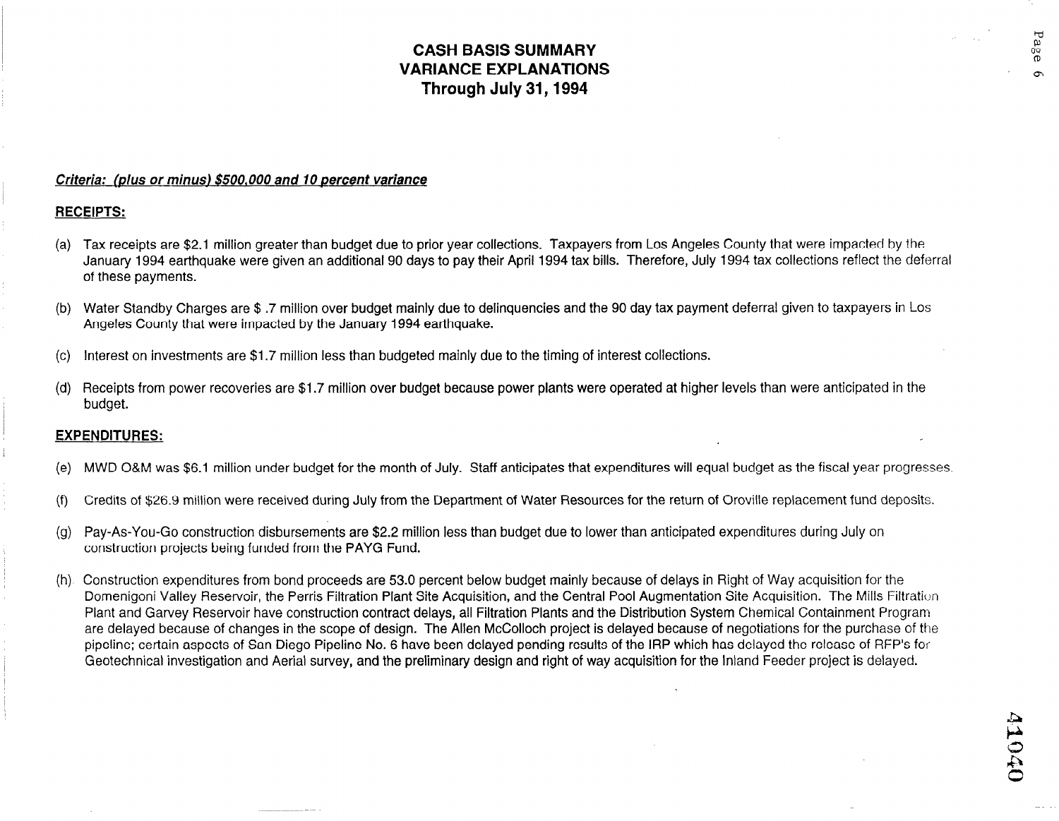# CASH BASIS SUMMARY
# VARIANCE EXPLANATIONS
# Through July 31, 1994

***Criteria: (plus or minus) $500,000 and 10 percent variance***

**RECEIPTS:**

(a) Tax receipts are $2.1 million greater than budget due to prior year collections. Taxpayers from Los Angeles County that were impacted by the January 1994 earthquake were given an additional 90 days to pay their April 1994 tax bills. Therefore, July 1994 tax collections reflect the deferral of these payments.

(b) Water Standby Charges are $ .7 million over budget mainly due to delinquencies and the 90 day tax payment deferral given to taxpayers in Los Angeles County that were impacted by the January 1994 earthquake.

(c) Interest on investments are $1.7 million less than budgeted mainly due to the timing of interest collections.

(d) Receipts from power recoveries are $1.7 million over budget because power plants were operated at higher levels than were anticipated in the budget.

**EXPENDITURES:**

(e) MWD O&M was $6.1 million under budget for the month of July. Staff anticipates that expenditures will equal budget as the fiscal year progresses.

(f) Credits of $26.9 million were received during July from the Department of Water Resources for the return of Oroville replacement fund deposits.

(g) Pay-As-You-Go construction disbursements are $2.2 million less than budget due to lower than anticipated expenditures during July on construction projects being funded from the PAYG Fund.

(h) Construction expenditures from bond proceeds are 53.0 percent below budget mainly because of delays in Right of Way acquisition for the Domenigoni Valley Reservoir, the Perris Filtration Plant Site Acquisition, and the Central Pool Augmentation Site Acquisition. The Mills Filtration Plant and Garvey Reservoir have construction contract delays, all Filtration Plants and the Distribution System Chemical Containment Program are delayed because of changes in the scope of design. The Allen McColloch project is delayed because of negotiations for the purchase of the pipeline; certain aspects of San Diego Pipeline No. 6 have been delayed pending results of the IRP which has delayed the release of RFP's for Geotechnical investigation and Aerial survey, and the preliminary design and right of way acquisition for the Inland Feeder project is delayed.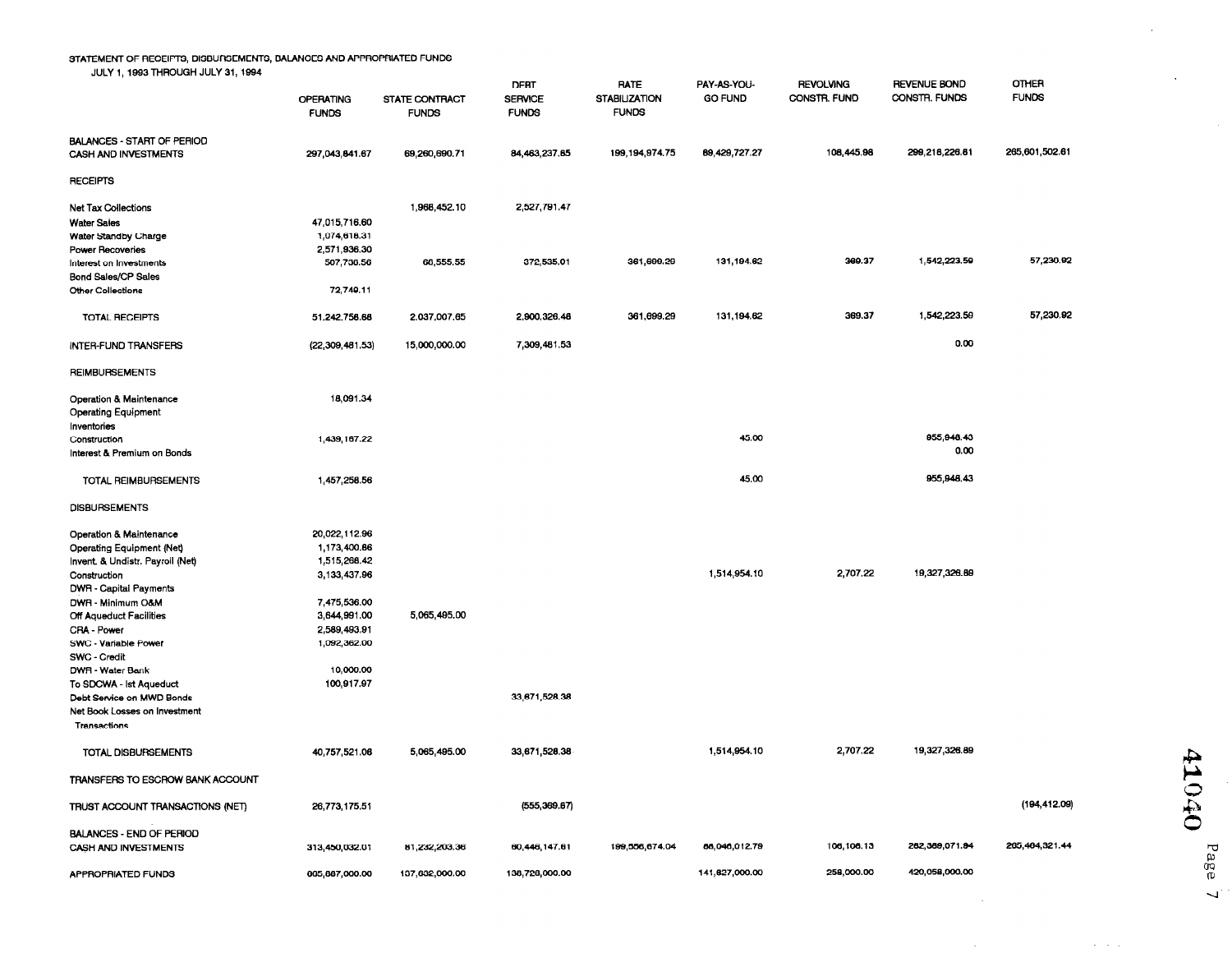STATEMENT OF RECEIPTS, DISBURSEMENTS, BALANCES AND APPROPRIATED FUNDS
JULY 1, 1993 THROUGH JULY 31, 1994

| | OPERATING FUNDS | STATE CONTRACT FUNDS | DEBT SERVICE FUNDS | RATE STABILIZATION FUNDS | PAY-AS-YOU-GO FUND | REVOLVING CONSTR. FUND | REVENUE BOND CONSTR. FUNDS | OTHER FUNDS |
|---|---|---|---|---|---|---|---|---|
| BALANCES - START OF PERIOD | | | | | | | | |
| CASH AND INVESTMENTS | 297,043,841.67 | 69,260,690.71 | 84,463,237.85 | 199,194,974.75 | 89,429,727.27 | 108,445.98 | 299,218,226.81 | 265,601,502.61 |
| RECEIPTS | | | | | | | | |
| Net Tax Collections | | 1,968,452.10 | 2,527,791.47 | | | | | |
| Water Sales | 47,015,716.60 | | | | | | | |
| Water Standby Charge | 1,074,618.31 | | | | | | | |
| Power Recoveries | 2,571,936.30 | | | | | | | |
| Interest on Investments | 507,736.56 | 68,555.55 | 372,535.01 | 361,699.29 | 131,194.62 | 369.37 | 1,542,223.59 | 57,230.92 |
| Bond Sales/CP Sales | | | | | | | | |
| Other Collections | 72,749.11 | | | | | | | |
| TOTAL RECEIPTS | 51,242,756.88 | 2,037,007.65 | 2,900,326.48 | 361,699.29 | 131,194.62 | 369.37 | 1,542,223.59 | 57,230.92 |
| INTER-FUND TRANSFERS | (22,309,481.53) | 15,000,000.00 | 7,309,481.53 | | | | 0.00 | |
| REIMBURSEMENTS | | | | | | | | |
| Operation & Maintenance | 18,091.34 | | | | | | | |
| Operating Equipment | | | | | | | | |
| Inventories | | | | | | | | |
| Construction | 1,439,167.22 | | | | 45.00 | | 955,948.43 | |
| Interest & Premium on Bonds | | | | | | | 0.00 | |
| TOTAL REIMBURSEMENTS | 1,457,258.56 | | | | 45.00 | | 955,948.43 | |
| DISBURSEMENTS | | | | | | | | |
| Operation & Maintenance | 20,022,112.96 | | | | | | | |
| Operating Equipment (Net) | 1,173,400.86 | | | | | | | |
| Invent. & Undistr. Payroll (Net) | 1,515,268.42 | | | | | | | |
| Construction | 3,133,437.96 | | | | 1,514,954.10 | 2,707.22 | 19,327,326.89 | |
| DWR - Capital Payments | | | | | | | | |
| DWR - Minimum O&M | 7,475,536.00 | | | | | | | |
| Off Aqueduct Facilities | 3,644,991.00 | 5,065,495.00 | | | | | | |
| CRA - Power | 2,589,493.91 | | | | | | | |
| SWC - Variable Power | 1,092,362.00 | | | | | | | |
| SWC - Credit | | | | | | | | |
| DWR - Water Bank | 10,000.00 | | | | | | | |
| To SDCWA - Ist Aqueduct | 100,917.97 | | | | | | | |
| Debt Service on MWD Bonds | | | 33,671,528.38 | | | | | |
| Net Book Losses on Investment Transactions | | | | | | | | |
| TOTAL DISBURSEMENTS | 40,757,521.08 | 5,065,495.00 | 33,671,528.38 | | 1,514,954.10 | 2,707.22 | 19,327,326.89 | |
| TRANSFERS TO ESCROW BANK ACCOUNT | | | | | | | | |
| TRUST ACCOUNT TRANSACTIONS (NET) | 26,773,175.51 | | (555,369.87) | | | | | (194,412.09) |
| BALANCES - END OF PERIOD | | | | | | | | |
| CASH AND INVESTMENTS | 313,450,032.01 | 81,232,203.36 | 60,446,147.61 | 199,556,674.04 | 88,046,012.79 | 106,108.13 | 282,389,071.94 | 265,464,321.44 |
| APPROPRIATED FUNDS | 665,887,000.00 | 107,632,000.00 | 136,726,000.00 | | 141,827,000.00 | 258,000.00 | 420,058,000.00 | |

41040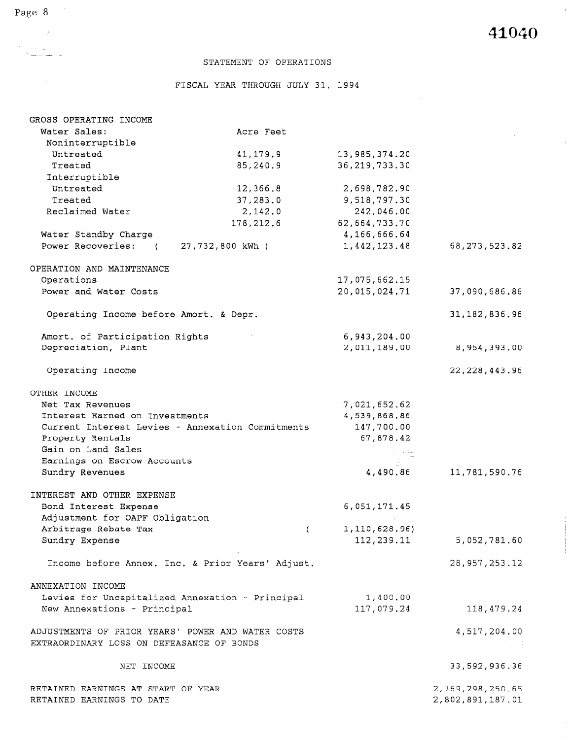41040

## STATEMENT OF OPERATIONS

### FISCAL YEAR THROUGH JULY 31, 1994

| | Acre Feet | | |
|---|---|---|---|
| **GROSS OPERATING INCOME** | | | |
| Water Sales: | Acre Feet | | |
| Noninterruptible | | | |
| Untreated | 41,179.9 | 13,985,374.20 | |
| Treated | 85,240.9 | 36,219,733.30 | |
| Interruptible | | | |
| Untreated | 12,366.8 | 2,698,782.90 | |
| Treated | 37,283.0 | 9,518,797.30 | |
| Reclaimed Water | 2,142.0 | 242,046.00 | |
| | 178,212.6 | 62,664,733.70 | |
| Water Standby Charge | | 4,166,666.64 | |
| Power Recoveries: ( 27,732,800 kWh ) | | 1,442,123.48 | 68,273,523.82 |
| **OPERATION AND MAINTENANCE** | | | |
| Operations | | 17,075,662.15 | |
| Power and Water Costs | | 20,015,024.71 | 37,090,686.86 |
| Operating Income before Amort. & Depr. | | | 31,182,836.96 |
| Amort. of Participation Rights | | 6,943,204.00 | |
| Depreciation, Plant | | 2,011,189.00 | 8,954,393.00 |
| Operating Income | | | 22,228,443.96 |
| **OTHER INCOME** | | | |
| Net Tax Revenues | | 7,021,652.62 | |
| Interest Earned on Investments | | 4,539,868.86 | |
| Current Interest Levies - Annexation Commitments | | 147,700.00 | |
| Property Rentals | | 67,878.42 | |
| Gain on Land Sales | | | |
| Earnings on Escrow Accounts | | | |
| Sundry Revenues | | 4,490.86 | 11,781,590.76 |
| **INTEREST AND OTHER EXPENSE** | | | |
| Bond Interest Expense | | 6,051,171.45 | |
| Adjustment for OAPF Obligation | | | |
| Arbitrage Rebate Tax | | ( 1,110,628.96) | |
| Sundry Expense | | 112,239.11 | 5,052,781.60 |
| Income before Annex. Inc. & Prior Years' Adjust. | | | 28,957,253.12 |
| **ANNEXATION INCOME** | | | |
| Levies for Uncapitalized Annexation - Principal | | 1,400.00 | |
| New Annexations - Principal | | 117,079.24 | 118,479.24 |
| ADJUSTMENTS OF PRIOR YEARS' POWER AND WATER COSTS | | | 4,517,204.00 |
| EXTRAORDINARY LOSS ON DEFEASANCE OF BONDS | | | |
| NET INCOME | | | 33,592,936.36 |
| RETAINED EARNINGS AT START OF YEAR | | | 2,769,298,250.65 |
| RETAINED EARNINGS TO DATE | | | 2,802,891,187.01 |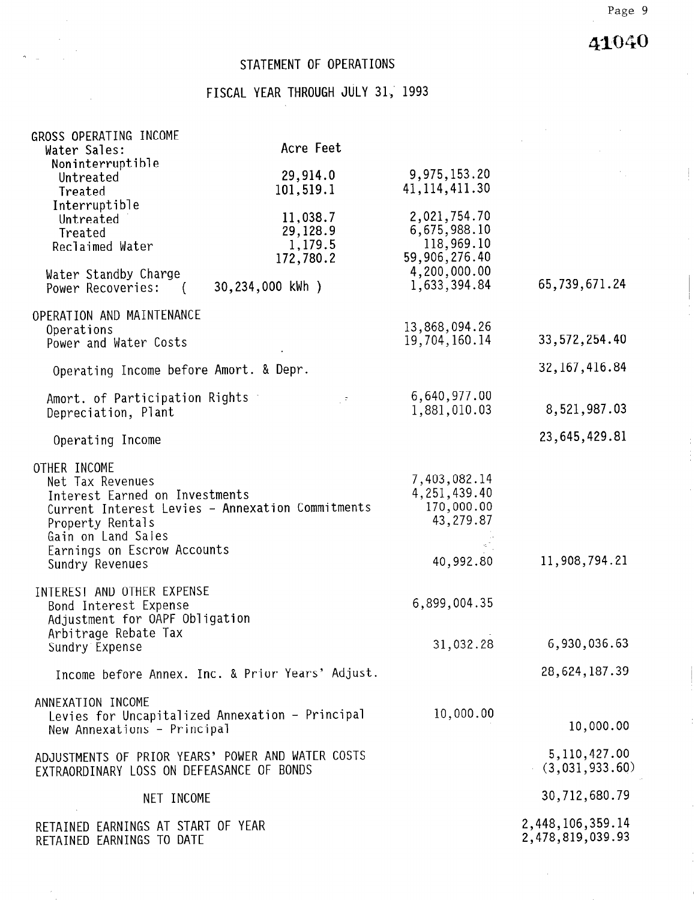41040

# STATEMENT OF OPERATIONS

## FISCAL YEAR THROUGH JULY 31, 1993

| | Acre Feet | | |
|---|---|---|---|
| **GROSS OPERATING INCOME** | | | |
| Water Sales: | | | |
| Noninterruptible | | | |
| Untreated | 29,914.0 | 9,975,153.20 | |
| Treated | 101,519.1 | 41,114,411.30 | |
| Interruptible | | | |
| Untreated | 11,038.7 | 2,021,754.70 | |
| Treated | 29,128.9 | 6,675,988.10 | |
| Reclaimed Water | 1,179.5 | 118,969.10 | |
| | 172,780.2 | 59,906,276.40 | |
| Water Standby Charge | | 4,200,000.00 | |
| Power Recoveries: ( 30,234,000 kWh ) | | 1,633,394.84 | 65,739,671.24 |
| **OPERATION AND MAINTENANCE** | | | |
| Operations | | 13,868,094.26 | |
| Power and Water Costs | | 19,704,160.14 | 33,572,254.40 |
| Operating Income before Amort. & Depr. | | | 32,167,416.84 |
| Amort. of Participation Rights | | 6,640,977.00 | |
| Depreciation, Plant | | 1,881,010.03 | 8,521,987.03 |
| Operating Income | | | 23,645,429.81 |
| **OTHER INCOME** | | | |
| Net Tax Revenues | | 7,403,082.14 | |
| Interest Earned on Investments | | 4,251,439.40 | |
| Current Interest Levies - Annexation Commitments | | 170,000.00 | |
| Property Rentals | | 43,279.87 | |
| Gain on Land Sales | | | |
| Earnings on Escrow Accounts | | | |
| Sundry Revenues | | 40,992.80 | 11,908,794.21 |
| **INTEREST AND OTHER EXPENSE** | | | |
| Bond Interest Expense | | 6,899,004.35 | |
| Adjustment for OAPF Obligation | | | |
| Arbitrage Rebate Tax | | | |
| Sundry Expense | | 31,032.28 | 6,930,036.63 |
| Income before Annex. Inc. & Prior Years' Adjust. | | | 28,624,187.39 |
| **ANNEXATION INCOME** | | | |
| Levies for Uncapitalized Annexation - Principal | | 10,000.00 | |
| New Annexations - Principal | | | 10,000.00 |
| ADJUSTMENTS OF PRIOR YEARS' POWER AND WATER COSTS | | | 5,110,427.00 |
| EXTRAORDINARY LOSS ON DEFEASANCE OF BONDS | | | (3,031,933.60) |
| NET INCOME | | | 30,712,680.79 |
| RETAINED EARNINGS AT START OF YEAR | | | 2,448,106,359.14 |
| RETAINED EARNINGS TO DATE | | | 2,478,819,039.93 |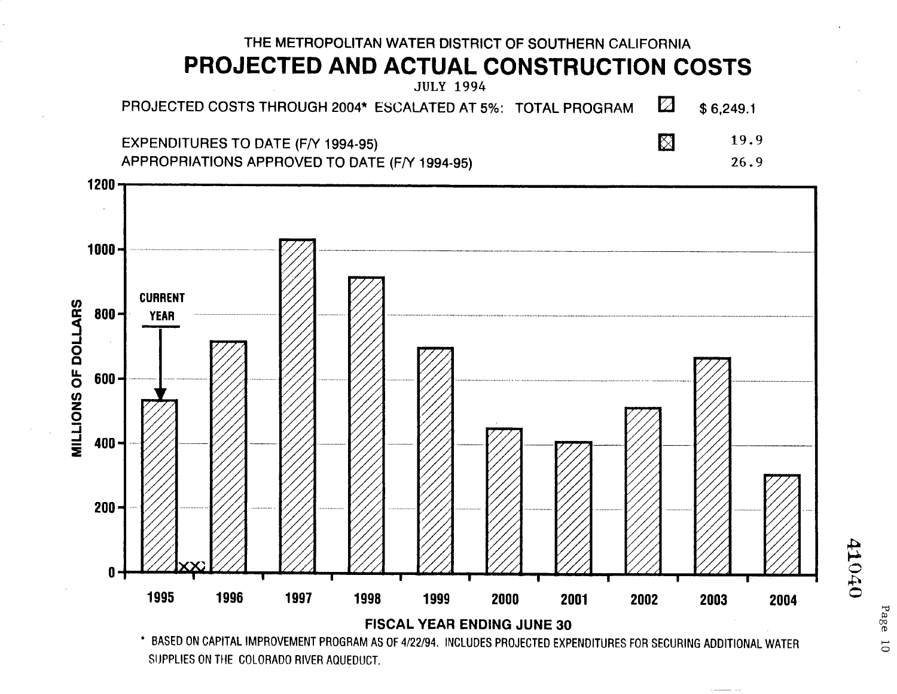THE METROPOLITAN WATER DISTRICT OF SOUTHERN CALIFORNIA

# PROJECTED AND ACTUAL CONSTRUCTION COSTS

JULY 1994

| | | |
|---|---|---|
| PROJECTED COSTS THROUGH 2004* ESCALATED AT 5%: TOTAL PROGRAM | ▨ | $ 6,249.1 |
| EXPENDITURES TO DATE (F/Y 1994-95) | ⊠ | 19.9 |
| APPROPRIATIONS APPROVED TO DATE (F/Y 1994-95) | | 26.9 |

MILLIONS OF DOLLARS

1200
1000
800
600
400
200
0

CURRENT YEAR

1995 1996 1997 1998 1999 2000 2001 2002 2003 2004

FISCAL YEAR ENDING JUNE 30

\* BASED ON CAPITAL IMPROVEMENT PROGRAM AS OF 4/22/94. INCLUDES PROJECTED EXPENDITURES FOR SECURING ADDITIONAL WATER SUPPLIES ON THE COLORADO RIVER AQUEDUCT.

41040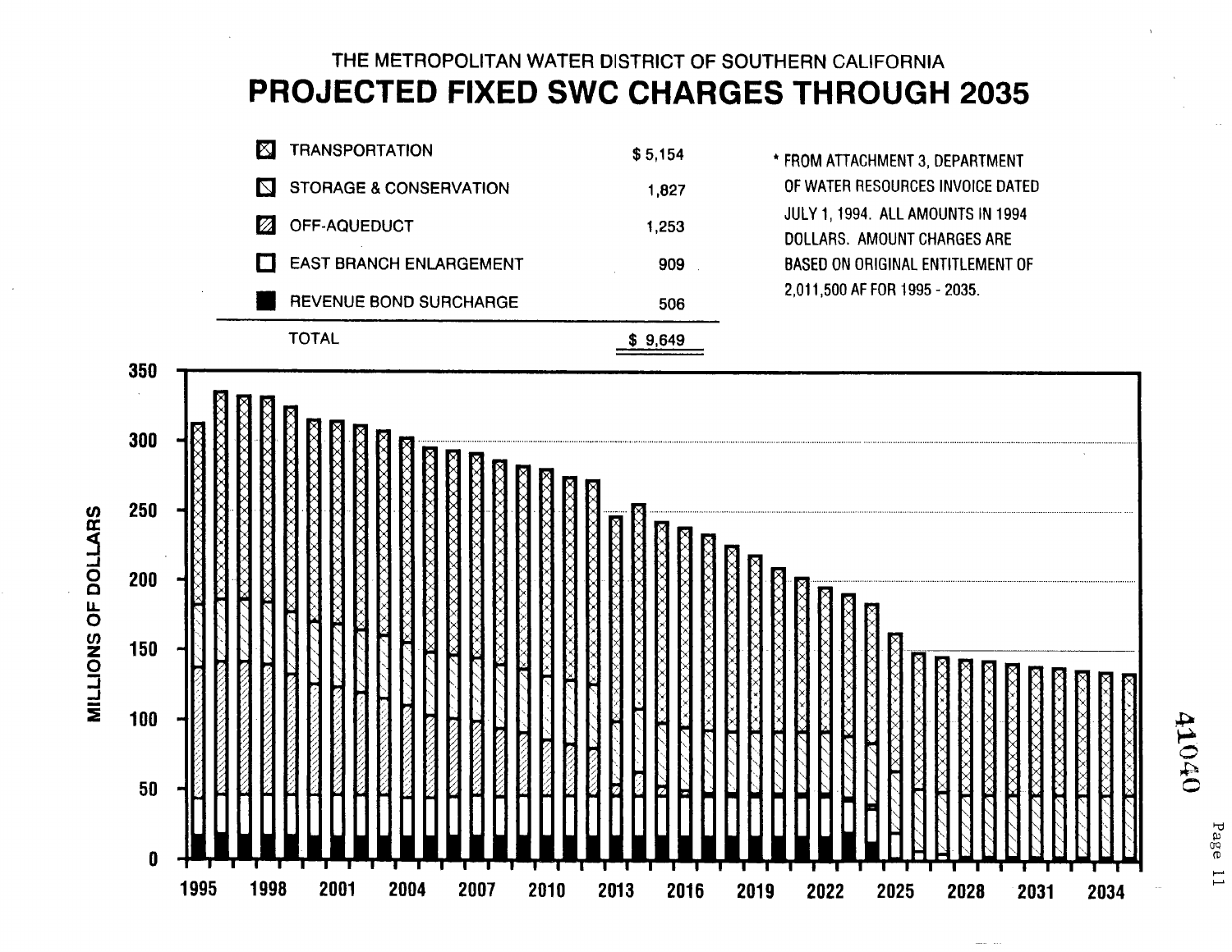THE METROPOLITAN WATER DISTRICT OF SOUTHERN CALIFORNIA

# PROJECTED FIXED SWC CHARGES THROUGH 2035

| | |
|---|---|
| TRANSPORTATION | $ 5,154 |
| STORAGE & CONSERVATION | 1,827 |
| OFF-AQUEDUCT | 1,253 |
| EAST BRANCH ENLARGEMENT | 909 |
| REVENUE BOND SURCHARGE | 506 |
| TOTAL | $ 9,649 |

\* FROM ATTACHMENT 3, DEPARTMENT OF WATER RESOURCES INVOICE DATED JULY 1, 1994. ALL AMOUNTS IN 1994 DOLLARS. AMOUNT CHARGES ARE BASED ON ORIGINAL ENTITLEMENT OF 2,011,500 AF FOR 1995 - 2035.

MILLIONS OF DOLLARS

0 50 100 150 200 250 300 350

1995 1998 2001 2004 2007 2010 2013 2016 2019 2022 2025 2028 2031 2034

41040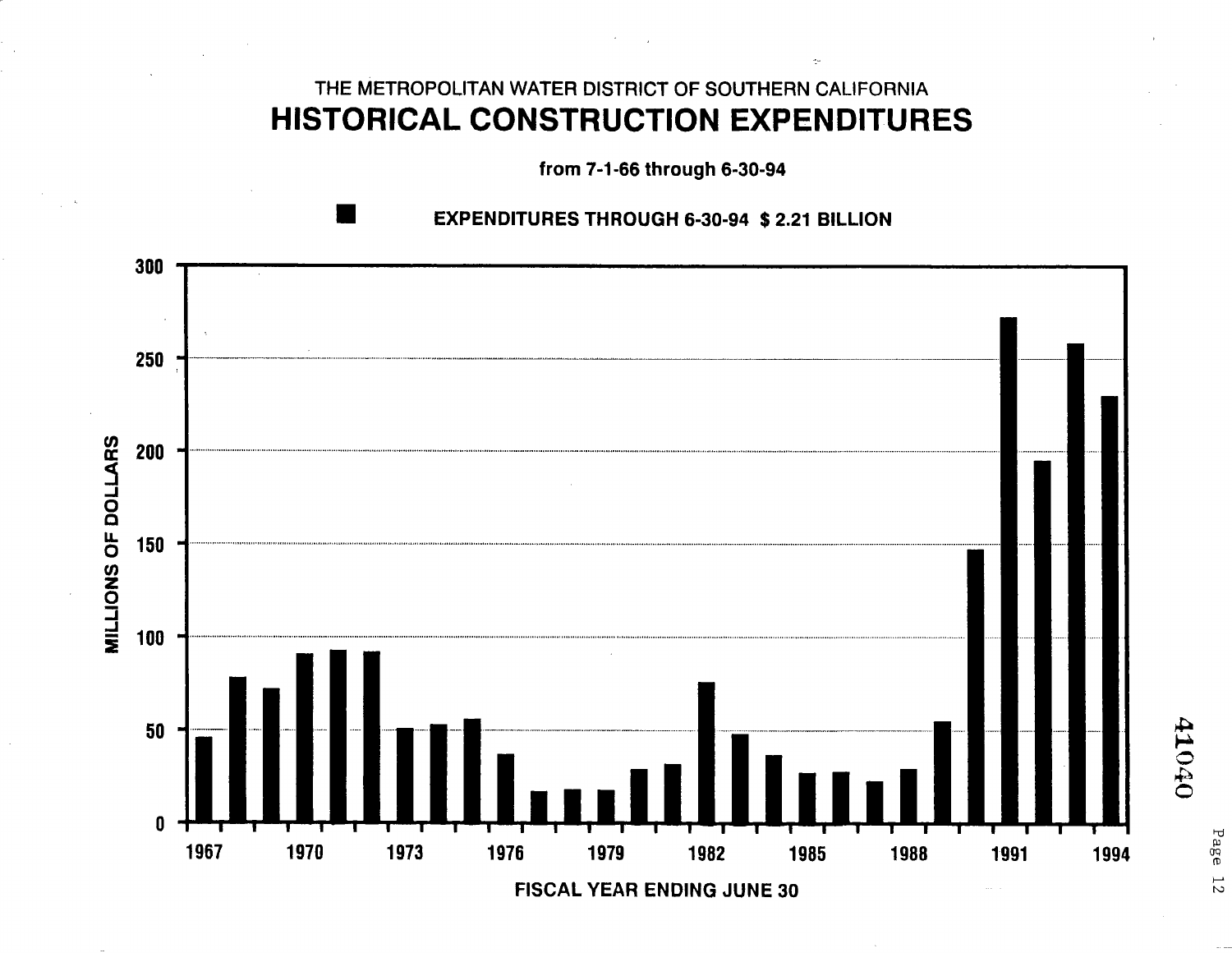THE METROPOLITAN WATER DISTRICT OF SOUTHERN CALIFORNIA

# HISTORICAL CONSTRUCTION EXPENDITURES

**from 7-1-66 through 6-30-94**

■ **EXPENDITURES THROUGH 6-30-94 $ 2.21 BILLION**

MILLIONS OF DOLLARS

300
250
200
150
100
50
0

1967 1970 1973 1976 1979 1982 1985 1988 1991 1994

**FISCAL YEAR ENDING JUNE 30**

41040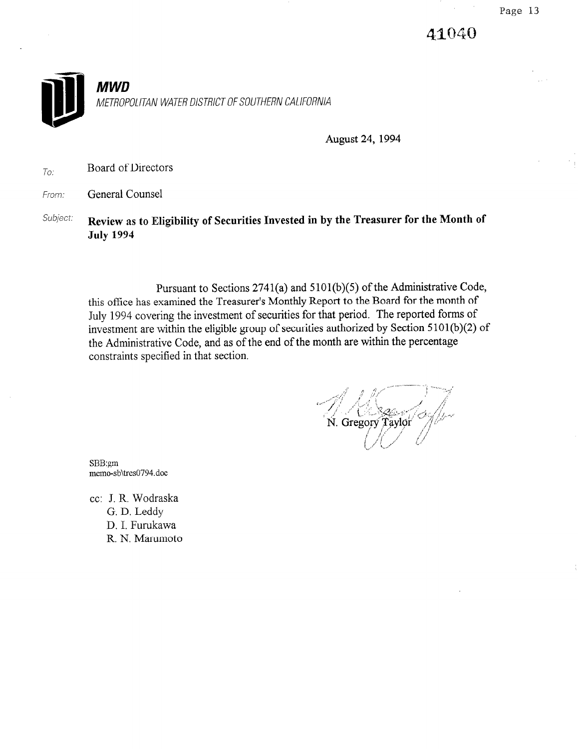41040

**MWD**
*METROPOLITAN WATER DISTRICT OF SOUTHERN CALIFORNIA*

August 24, 1994

*To:* Board of Directors

*From:* General Counsel

*Subject:* **Review as to Eligibility of Securities Invested in by the Treasurer for the Month of July 1994**

Pursuant to Sections 2741(a) and 5101(b)(5) of the Administrative Code, this office has examined the Treasurer's Monthly Report to the Board for the month of July 1994 covering the investment of securities for that period. The reported forms of investment are within the eligible group of securities authorized by Section 5101(b)(2) of the Administrative Code, and as of the end of the month are within the percentage constraints specified in that section.

N. Gregory Taylor

SBB:gm
memo-sb\tres0794.doc

cc: J. R. Wodraska
G. D. Leddy
D. I. Furukawa
R. N. Marumoto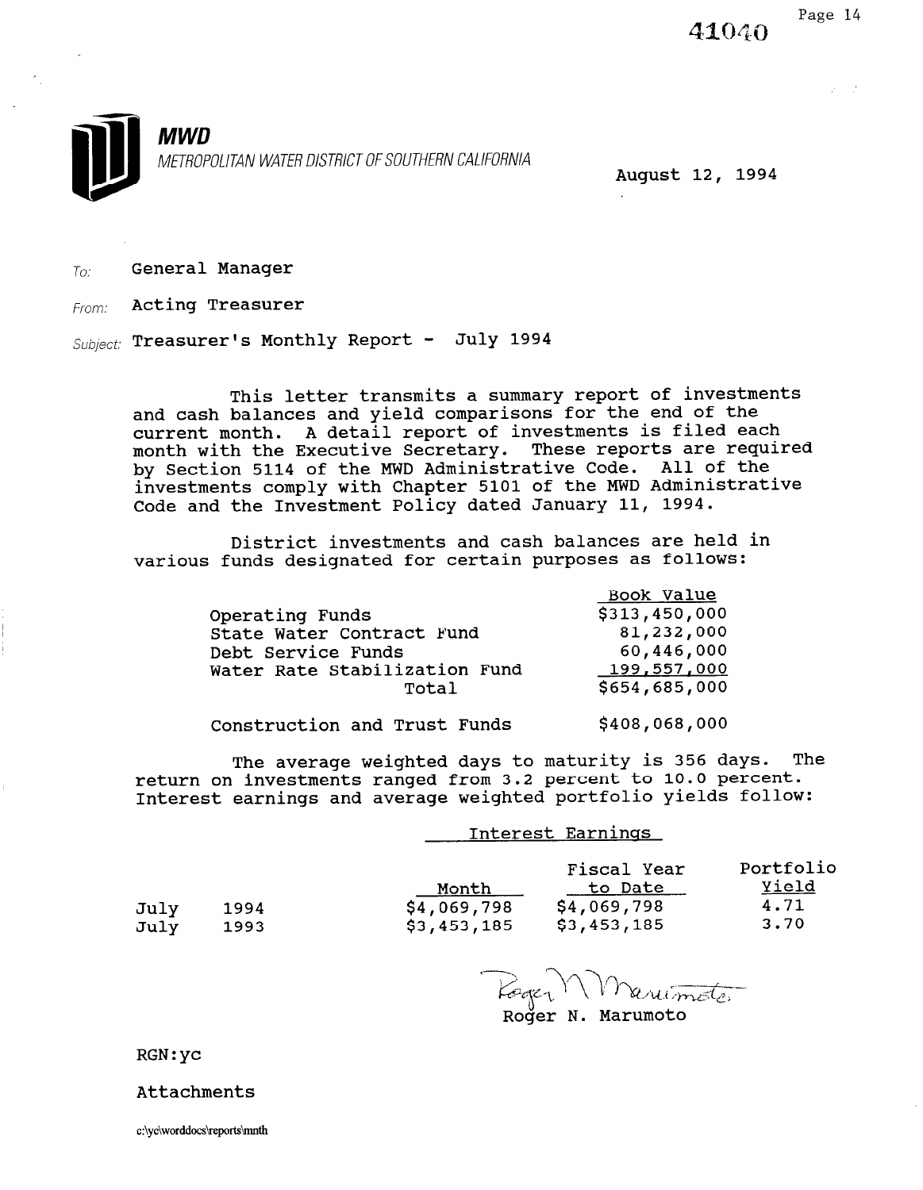41040

**MWD**

*METROPOLITAN WATER DISTRICT OF SOUTHERN CALIFORNIA*

August 12, 1994

To: General Manager

From: Acting Treasurer

Subject: Treasurer's Monthly Report - July 1994

This letter transmits a summary report of investments and cash balances and yield comparisons for the end of the current month. A detail report of investments is filed each month with the Executive Secretary. These reports are required by Section 5114 of the MWD Administrative Code. All of the investments comply with Chapter 5101 of the MWD Administrative Code and the Investment Policy dated January 11, 1994.

District investments and cash balances are held in various funds designated for certain purposes as follows:

| | Book Value |
|---|---|
| Operating Funds | $313,450,000 |
| State Water Contract Fund | 81,232,000 |
| Debt Service Funds | 60,446,000 |
| Water Rate Stabilization Fund | 199,557,000 |
| Total | $654,685,000 |
| | |
| Construction and Trust Funds | $408,068,000 |

The average weighted days to maturity is 356 days. The return on investments ranged from 3.2 percent to 10.0 percent. Interest earnings and average weighted portfolio yields follow:

| | | Interest Earnings | | |
|---|---|---|---|---|
| | | Month | Fiscal Year to Date | Portfolio Yield |
| July | 1994 | $4,069,798 | $4,069,798 | 4.71 |
| July | 1993 | $3,453,185 | $3,453,185 | 3.70 |

Roger N. Marumoto

RGN:yc

Attachments

c:\yc\worddocs\reports\mnth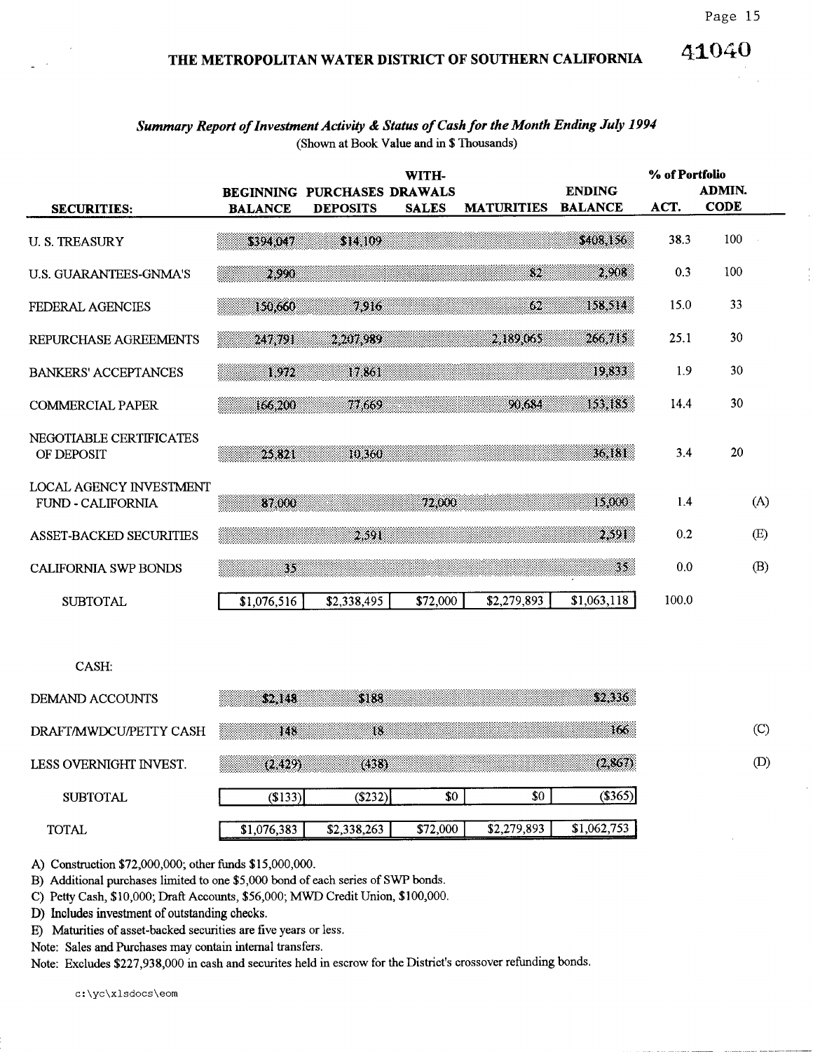41040

# THE METROPOLITAN WATER DISTRICT OF SOUTHERN CALIFORNIA

***Summary Report of Investment Activity & Status of Cash for the Month Ending July 1994***

(Shown at Book Value and in $ Thousands)

| SECURITIES: | BEGINNING BALANCE | PURCHASES DEPOSITS | WITH-DRAWALS SALES | MATURITIES | ENDING BALANCE | % of Portfolio ACT. | ADMIN. CODE | |
|---|---|---|---|---|---|---|---|---|
| U. S. TREASURY | $394,047 | $14,109 | | | $408,156 | 38.3 | 100 | |
| U.S. GUARANTEES-GNMA'S | 2,990 | | | 82 | 2,908 | 0.3 | 100 | |
| FEDERAL AGENCIES | 150,660 | 7,916 | | 62 | 158,514 | 15.0 | 33 | |
| REPURCHASE AGREEMENTS | 247,791 | 2,207,989 | | 2,189,065 | 266,715 | 25.1 | 30 | |
| BANKERS' ACCEPTANCES | 1,972 | 17,861 | | | 19,833 | 1.9 | 30 | |
| COMMERCIAL PAPER | 166,200 | 77,669 | | 90,684 | 153,185 | 14.4 | 30 | |
| NEGOTIABLE CERTIFICATES OF DEPOSIT | 25,821 | 10,360 | | | 36,181 | 3.4 | 20 | |
| LOCAL AGENCY INVESTMENT FUND - CALIFORNIA | 87,000 | | 72,000 | | 15,000 | 1.4 | | (A) |
| ASSET-BACKED SECURITIES | | 2,591 | | | 2,591 | 0.2 | | (E) |
| CALIFORNIA SWP BONDS | 35 | | | | 35 | 0.0 | | (B) |
| SUBTOTAL | $1,076,516 | $2,338,495 | $72,000 | $2,279,893 | $1,063,118 | 100.0 | | |
| CASH: | | | | | | | | |
| DEMAND ACCOUNTS | $2,148 | $188 | | | $2,336 | | | |
| DRAFT/MWDCU/PETTY CASH | 148 | 18 | | | 166 | | | (C) |
| LESS OVERNIGHT INVEST. | (2,429) | (438) | | | (2,867) | | | (D) |
| SUBTOTAL | ($133) | ($232) | $0 | $0 | ($365) | | | |
| TOTAL | $1,076,383 | $2,338,263 | $72,000 | $2,279,893 | $1,062,753 | | | |

A) Construction $72,000,000; other funds $15,000,000.
B) Additional purchases limited to one $5,000 bond of each series of SWP bonds.
C) Petty Cash, $10,000; Draft Accounts, $56,000; MWD Credit Union, $100,000.
D) Includes investment of outstanding checks.
E) Maturities of asset-backed securities are five years or less.
Note: Sales and Purchases may contain internal transfers.
Note: Excludes $227,938,000 in cash and securites held in escrow for the District's crossover refunding bonds.

c:\yc\xlsdocs\eom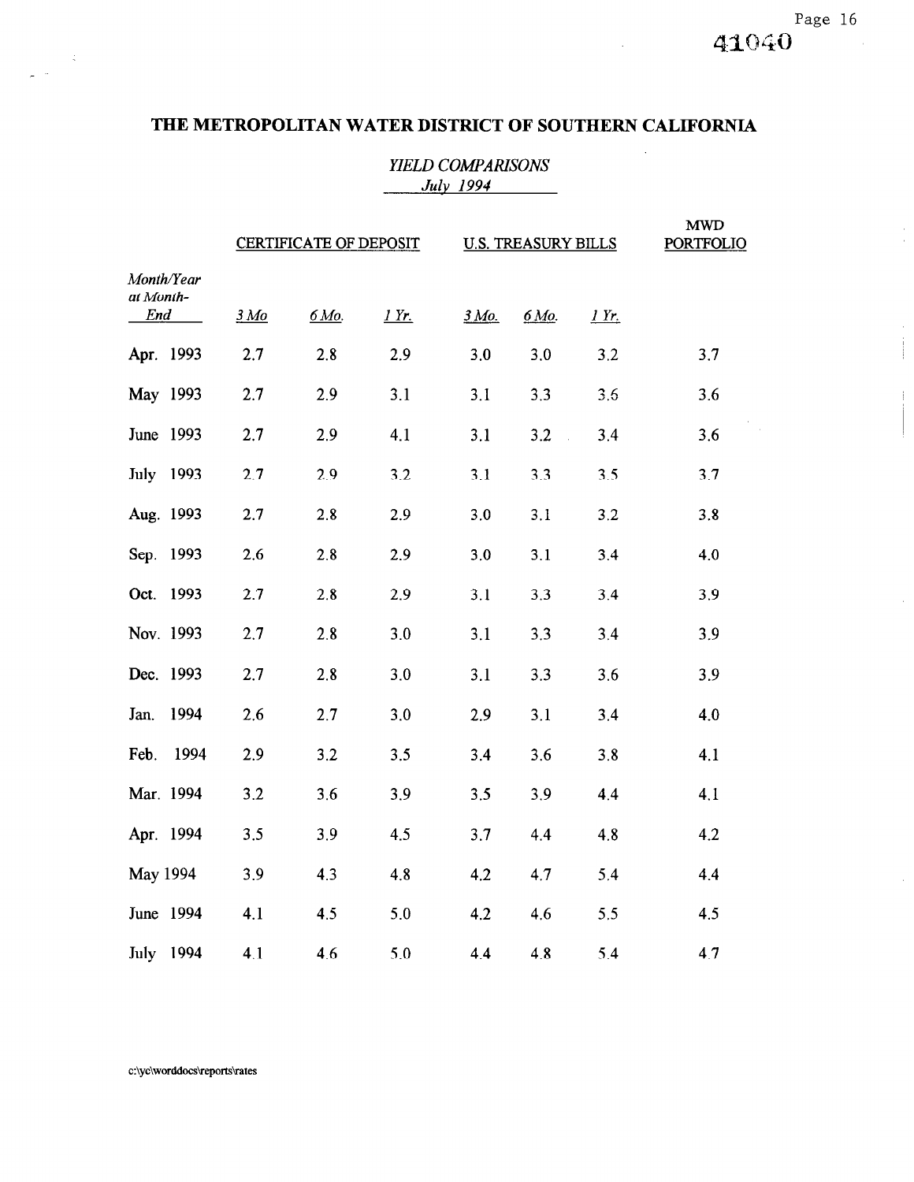# THE METROPOLITAN WATER DISTRICT OF SOUTHERN CALIFORNIA

## *YIELD COMPARISONS*
## *July 1994*

| *Month/Year at Month-End* | CERTIFICATE OF DEPOSIT | | | U.S. TREASURY BILLS | | | MWD PORTFOLIO |
|---|---|---|---|---|---|---|---|
| | *3 Mo* | *6 Mo.* | *1 Yr.* | *3 Mo.* | *6 Mo.* | *1 Yr.* | |
| Apr. 1993 | 2.7 | 2.8 | 2.9 | 3.0 | 3.0 | 3.2 | 3.7 |
| May 1993 | 2.7 | 2.9 | 3.1 | 3.1 | 3.3 | 3.6 | 3.6 |
| June 1993 | 2.7 | 2.9 | 4.1 | 3.1 | 3.2 | 3.4 | 3.6 |
| July 1993 | 2.7 | 2.9 | 3.2 | 3.1 | 3.3 | 3.5 | 3.7 |
| Aug. 1993 | 2.7 | 2.8 | 2.9 | 3.0 | 3.1 | 3.2 | 3.8 |
| Sep. 1993 | 2.6 | 2.8 | 2.9 | 3.0 | 3.1 | 3.4 | 4.0 |
| Oct. 1993 | 2.7 | 2.8 | 2.9 | 3.1 | 3.3 | 3.4 | 3.9 |
| Nov. 1993 | 2.7 | 2.8 | 3.0 | 3.1 | 3.3 | 3.4 | 3.9 |
| Dec. 1993 | 2.7 | 2.8 | 3.0 | 3.1 | 3.3 | 3.6 | 3.9 |
| Jan. 1994 | 2.6 | 2.7 | 3.0 | 2.9 | 3.1 | 3.4 | 4.0 |
| Feb. 1994 | 2.9 | 3.2 | 3.5 | 3.4 | 3.6 | 3.8 | 4.1 |
| Mar. 1994 | 3.2 | 3.6 | 3.9 | 3.5 | 3.9 | 4.4 | 4.1 |
| Apr. 1994 | 3.5 | 3.9 | 4.5 | 3.7 | 4.4 | 4.8 | 4.2 |
| May 1994 | 3.9 | 4.3 | 4.8 | 4.2 | 4.7 | 5.4 | 4.4 |
| June 1994 | 4.1 | 4.5 | 5.0 | 4.2 | 4.6 | 5.5 | 4.5 |
| July 1994 | 4.1 | 4.6 | 5.0 | 4.4 | 4.8 | 5.4 | 4.7 |

c:\yc\worddocs\reports\rates